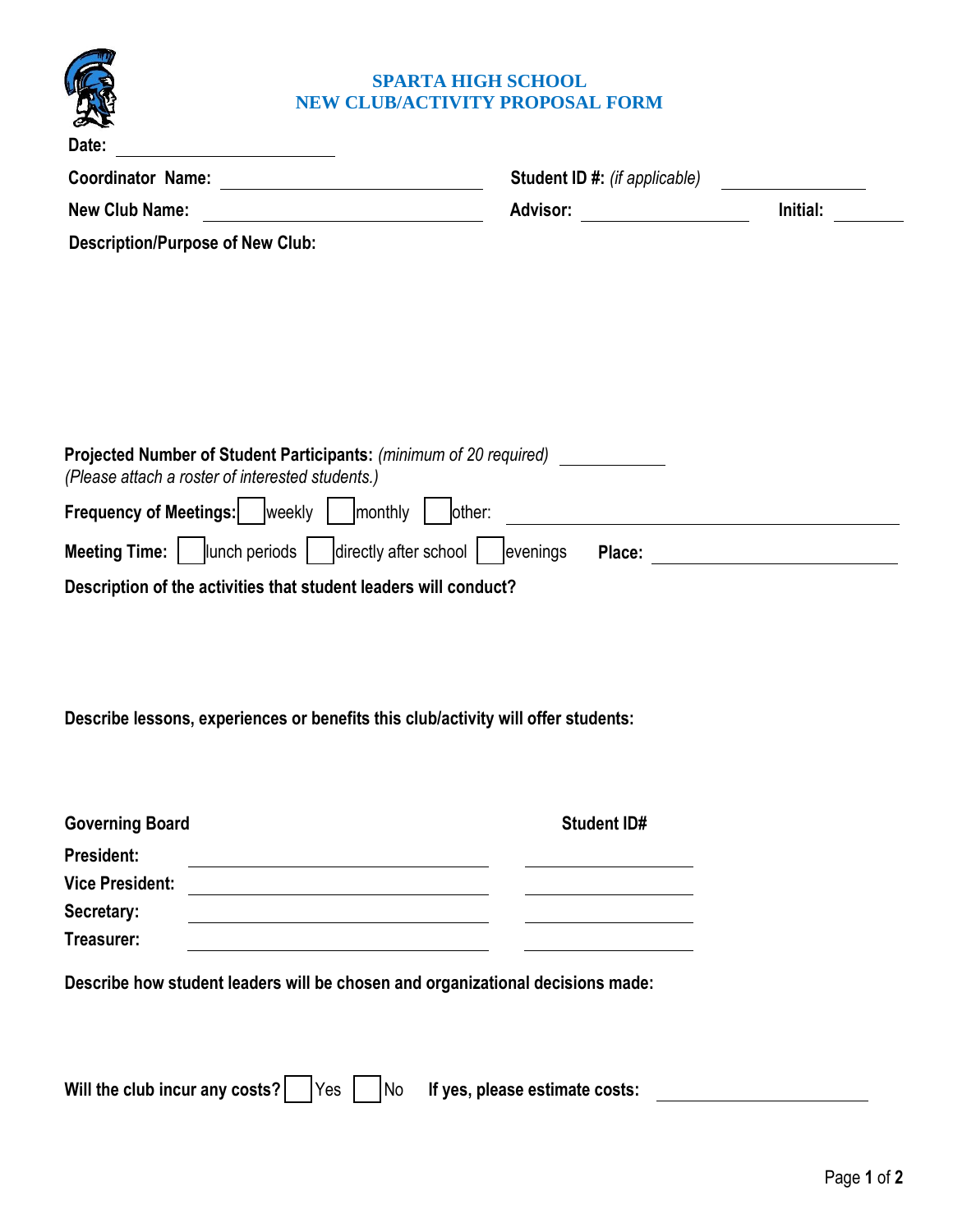# SPARTA HIGH SCHOOL
## NEW CLUB/ACTIVITY PROPOSAL FORM

**Date:** ____________________

**Coordinator Name:** ______________________________ **Student ID #:** *(if applicable)* ______________

**New Club Name:** ______________________________ **Advisor:** ________________ **Initial:** ________

**Description/Purpose of New Club:**

**Projected Number of Student Participants:** *(minimum of 20 required)* __________
*(Please attach a roster of interested students.)*

**Frequency of Meetings:** ☐ weekly ☐ monthly ☐ other: ______________________________

**Meeting Time:** ☐ lunch periods ☐ directly after school ☐ evenings **Place:** ____________________

**Description of the activities that student leaders will conduct?**

**Describe lessons, experiences or benefits this club/activity will offer students:**

| **Governing Board** | | **Student ID#** |
|---|---|---|
| **President:** | ______________________________ | ________________ |
| **Vice President:** | ______________________________ | ________________ |
| **Secretary:** | ______________________________ | ________________ |
| **Treasurer:** | ______________________________ | ________________ |

**Describe how student leaders will be chosen and organizational decisions made:**

**Will the club incur any costs?** ☐ Yes ☐ No **If yes, please estimate costs:** ____________________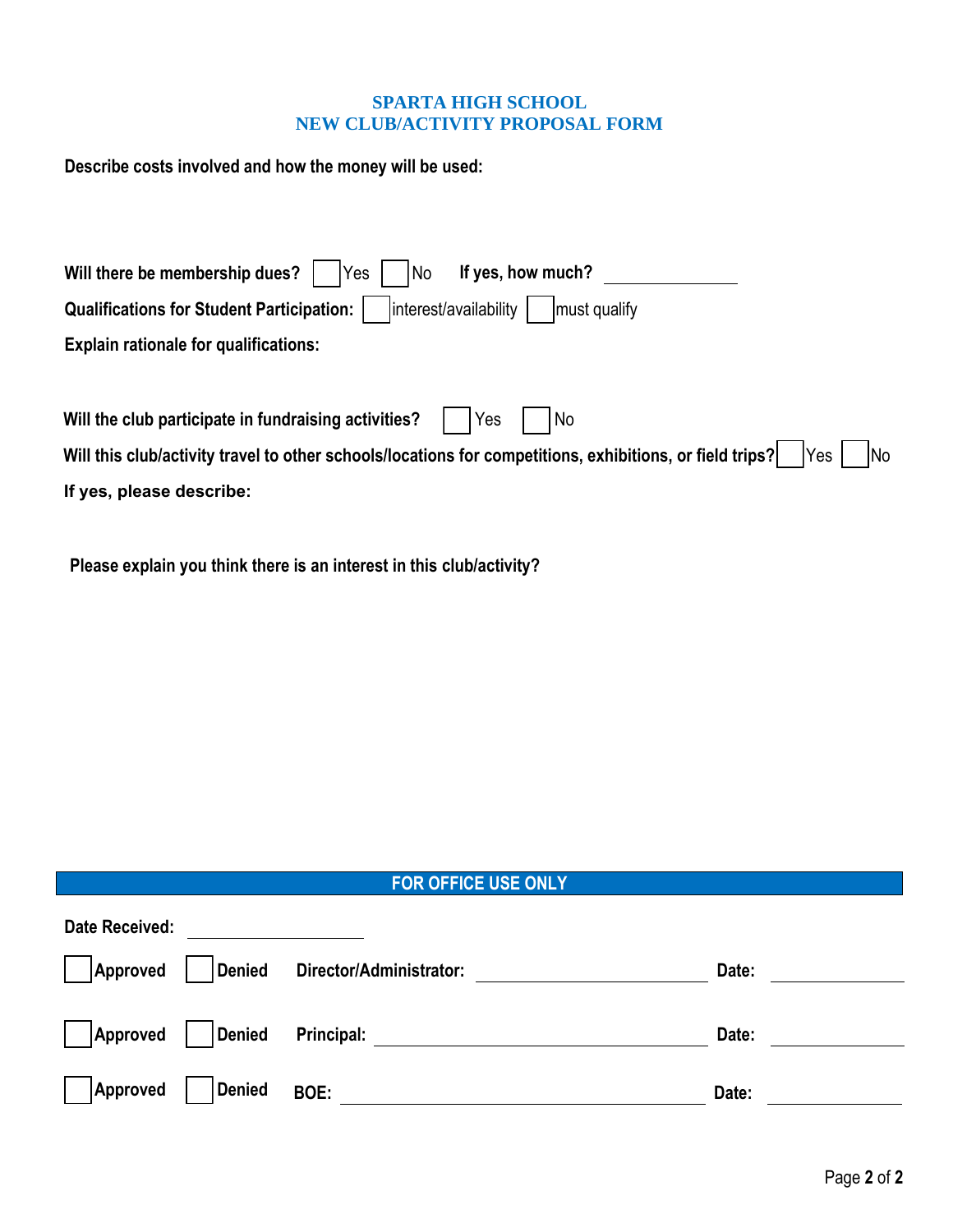# SPARTA HIGH SCHOOL
## NEW CLUB/ACTIVITY PROPOSAL FORM

**Describe costs involved and how the money will be used:**

**Will there be membership dues?** ☐ Yes ☐ No **If yes, how much?** ____________

**Qualifications for Student Participation:** ☐ interest/availability ☐ must qualify

**Explain rationale for qualifications:**

**Will the club participate in fundraising activities?** ☐ Yes ☐ No

**Will this club/activity travel to other schools/locations for competitions, exhibitions, or field trips?** ☐ Yes ☐ No

**If yes, please describe:**

**Please explain you think there is an interest in this club/activity?**

**FOR OFFICE USE ONLY**

**Date Received:** ____________

☐ **Approved** ☐ **Denied** **Director/Administrator:** ____________________ **Date:** ____________

☐ **Approved** ☐ **Denied** **Principal:** ____________________ **Date:** ____________

☐ **Approved** ☐ **Denied** **BOE:** ____________________ **Date:** ____________